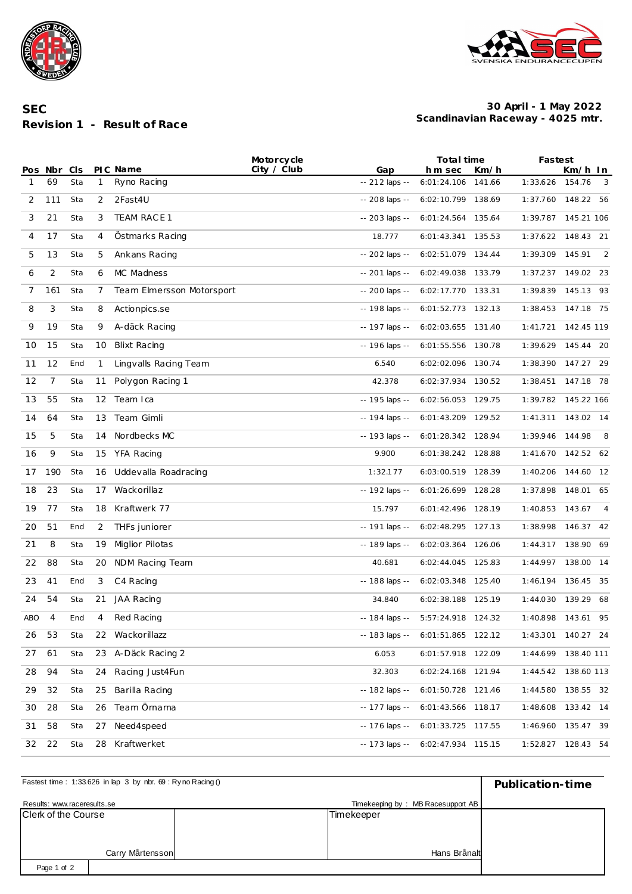**SEC**

**Revision 1 - Result of Race**

**30 April - 1 May 2022**
**Scandinavian Raceway - 4025 mtr.**

| Pos | Nbr | Cls | PIC | Name | Motorcycle City / Club | Gap | Total time h m sec | Km/h | Fastest | Km/h | In |
|---|---|---|---|---|---|---|---|---|---|---|---|
| 1 | 69 | Sta | 1 | Ryno Racing | | -- 212 laps -- | 6:01:24.106 | 141.66 | 1:33.626 | 154.76 | 3 |
| 2 | 111 | Sta | 2 | 2Fast4U | | -- 208 laps -- | 6:02:10.799 | 138.69 | 1:37.760 | 148.22 | 56 |
| 3 | 21 | Sta | 3 | TEAM RACE 1 | | -- 203 laps -- | 6:01:24.564 | 135.64 | 1:39.787 | 145.21 | 106 |
| 4 | 17 | Sta | 4 | Östmarks Racing | | 18.777 | 6:01:43.341 | 135.53 | 1:37.622 | 148.43 | 21 |
| 5 | 13 | Sta | 5 | Ankans Racing | | -- 202 laps -- | 6:02:51.079 | 134.44 | 1:39.309 | 145.91 | 2 |
| 6 | 2 | Sta | 6 | MC Madness | | -- 201 laps -- | 6:02:49.038 | 133.79 | 1:37.237 | 149.02 | 23 |
| 7 | 161 | Sta | 7 | Team Elmersson Motorsport | | -- 200 laps -- | 6:02:17.770 | 133.31 | 1:39.839 | 145.13 | 93 |
| 8 | 3 | Sta | 8 | Actionpics.se | | -- 198 laps -- | 6:01:52.773 | 132.13 | 1:38.453 | 147.18 | 75 |
| 9 | 19 | Sta | 9 | A-däck Racing | | -- 197 laps -- | 6:02:03.655 | 131.40 | 1:41.721 | 142.45 | 119 |
| 10 | 15 | Sta | 10 | Blixt Racing | | -- 196 laps -- | 6:01:55.556 | 130.78 | 1:39.629 | 145.44 | 20 |
| 11 | 12 | End | 1 | Lingvalls Racing Team | | 6.540 | 6:02:02.096 | 130.74 | 1:38.390 | 147.27 | 29 |
| 12 | 7 | Sta | 11 | Polygon Racing 1 | | 42.378 | 6:02:37.934 | 130.52 | 1:38.451 | 147.18 | 78 |
| 13 | 55 | Sta | 12 | Team Ica | | -- 195 laps -- | 6:02:56.053 | 129.75 | 1:39.782 | 145.22 | 166 |
| 14 | 64 | Sta | 13 | Team Gimli | | -- 194 laps -- | 6:01:43.209 | 129.52 | 1:41.311 | 143.02 | 14 |
| 15 | 5 | Sta | 14 | Nordbecks MC | | -- 193 laps -- | 6:01:28.342 | 128.94 | 1:39.946 | 144.98 | 8 |
| 16 | 9 | Sta | 15 | YFA Racing | | 9.900 | 6:01:38.242 | 128.88 | 1:41.670 | 142.52 | 62 |
| 17 | 190 | Sta | 16 | Uddevalla Roadracing | | 1:32.177 | 6:03:00.519 | 128.39 | 1:40.206 | 144.60 | 12 |
| 18 | 23 | Sta | 17 | Wackorillaz | | -- 192 laps -- | 6:01:26.699 | 128.28 | 1:37.898 | 148.01 | 65 |
| 19 | 77 | Sta | 18 | Kraftwerk 77 | | 15.797 | 6:01:42.496 | 128.19 | 1:40.853 | 143.67 | 4 |
| 20 | 51 | End | 2 | THFs juniorer | | -- 191 laps -- | 6:02:48.295 | 127.13 | 1:38.998 | 146.37 | 42 |
| 21 | 8 | Sta | 19 | Miglior Pilotas | | -- 189 laps -- | 6:02:03.364 | 126.06 | 1:44.317 | 138.90 | 69 |
| 22 | 88 | Sta | 20 | NDM Racing Team | | 40.681 | 6:02:44.045 | 125.83 | 1:44.997 | 138.00 | 14 |
| 23 | 41 | End | 3 | C4 Racing | | -- 188 laps -- | 6:02:03.348 | 125.40 | 1:46.194 | 136.45 | 35 |
| 24 | 54 | Sta | 21 | JAA Racing | | 34.840 | 6:02:38.188 | 125.19 | 1:44.030 | 139.29 | 68 |
| ABO | 4 | End | 4 | Red Racing | | -- 184 laps -- | 5:57:24.918 | 124.32 | 1:40.898 | 143.61 | 95 |
| 26 | 53 | Sta | 22 | Wackorillazz | | -- 183 laps -- | 6:01:51.865 | 122.12 | 1:43.301 | 140.27 | 24 |
| 27 | 61 | Sta | 23 | A-Däck Racing 2 | | 6.053 | 6:01:57.918 | 122.09 | 1:44.699 | 138.40 | 111 |
| 28 | 94 | Sta | 24 | Racing Just4Fun | | 32.303 | 6:02:24.168 | 121.94 | 1:44.542 | 138.60 | 113 |
| 29 | 32 | Sta | 25 | Barilla Racing | | -- 182 laps -- | 6:01:50.728 | 121.46 | 1:44.580 | 138.55 | 32 |
| 30 | 28 | Sta | 26 | Team Örnarna | | -- 177 laps -- | 6:01:43.566 | 118.17 | 1:48.608 | 133.42 | 14 |
| 31 | 58 | Sta | 27 | Need4speed | | -- 176 laps -- | 6:01:33.725 | 117.55 | 1:46.960 | 135.47 | 39 |
| 32 | 22 | Sta | 28 | Kraftwerket | | -- 173 laps -- | 6:02:47.934 | 115.15 | 1:52.827 | 128.43 | 54 |

Fastest time : 1:33.626 in lap 3 by nbr. 69 : Ryno Racing ()

**Publication-time**

Results: www.raceresults.se

Timekeeping by : MB Racesupport AB

| Clerk of the Course | | Timekeeper |
|---|---|---|
| Carry Mårtensson | | Hans Brånalt |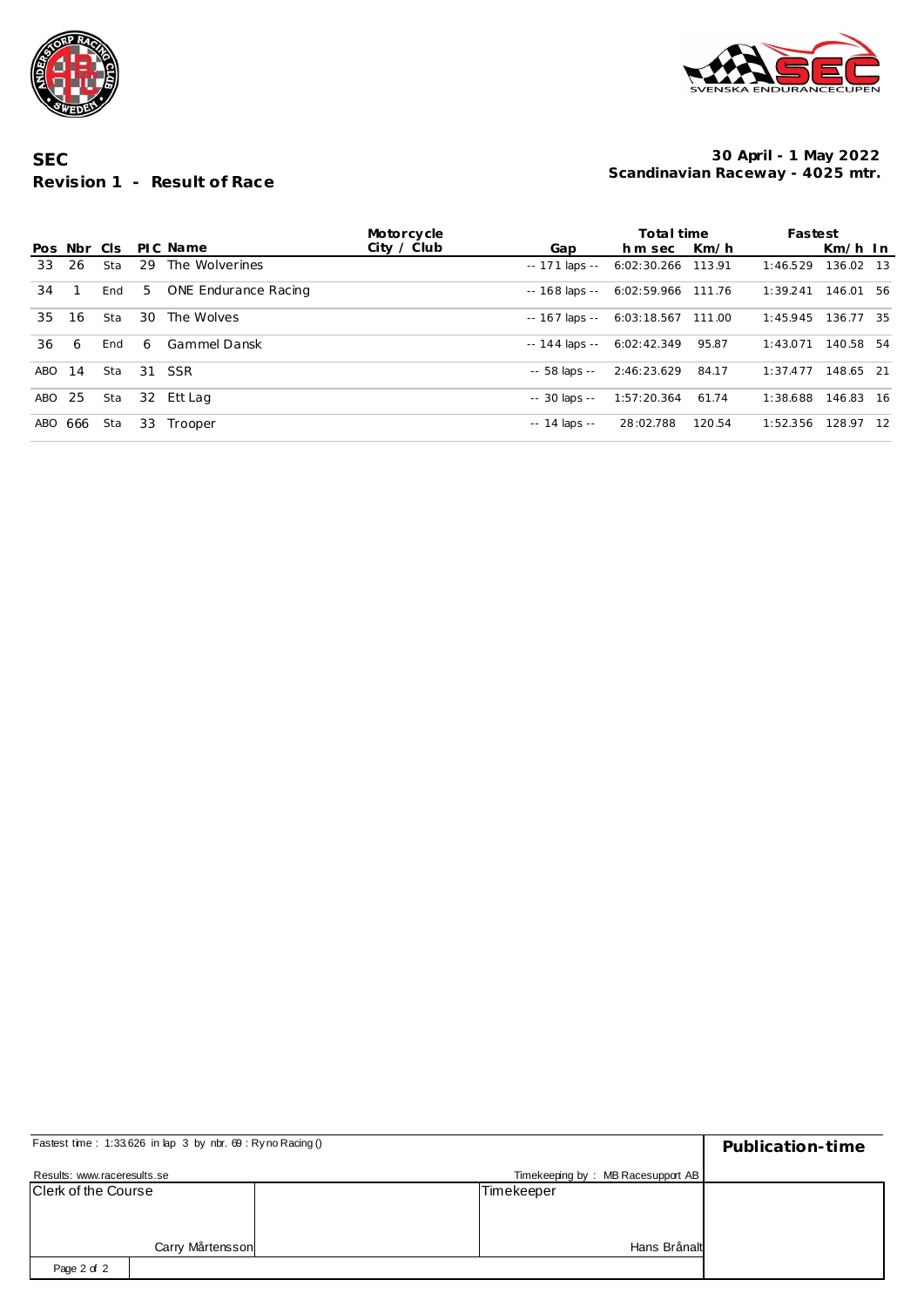## SEC

### Revision 1 - Result of Race

**30 April - 1 May 2022**
**Scandinavian Raceway - 4025 mtr.**

| Pos | Nbr | Cls | PIC | Name | Motorcycle City / Club | Gap | Total time h m sec | Km/h | Fastest | Km/h | In |
|---|---|---|---|---|---|---|---|---|---|---|---|
| 33 | 26 | Sta | 29 | The Wolverines | | -- 171 laps -- | 6:02:30.266 | 113.91 | 1:46.529 | 136.02 | 13 |
| 34 | 1 | End | 5 | ONE Endurance Racing | | -- 168 laps -- | 6:02:59.966 | 111.76 | 1:39.241 | 146.01 | 56 |
| 35 | 16 | Sta | 30 | The Wolves | | -- 167 laps -- | 6:03:18.567 | 111.00 | 1:45.945 | 136.77 | 35 |
| 36 | 6 | End | 6 | Gammel Dansk | | -- 144 laps -- | 6:02:42.349 | 95.87 | 1:43.071 | 140.58 | 54 |
| ABO | 14 | Sta | 31 | SSR | | -- 58 laps -- | 2:46:23.629 | 84.17 | 1:37.477 | 148.65 | 21 |
| ABO | 25 | Sta | 32 | Ett Lag | | -- 30 laps -- | 1:57:20.364 | 61.74 | 1:38.688 | 146.83 | 16 |
| ABO | 666 | Sta | 33 | Trooper | | -- 14 laps -- | 28:02.788 | 120.54 | 1:52.356 | 128.97 | 12 |

Fastest time : 1:33.626 in lap 3 by nbr. 69 : Ryno Racing ()

**Publication-time**

Results: www.raceresults.se

Timekeeping by : MB Racesupport AB

| Clerk of the Course | | Timekeeper | |
|---|---|---|---|
| Carry Mårtensson | | Hans Brånalt | |